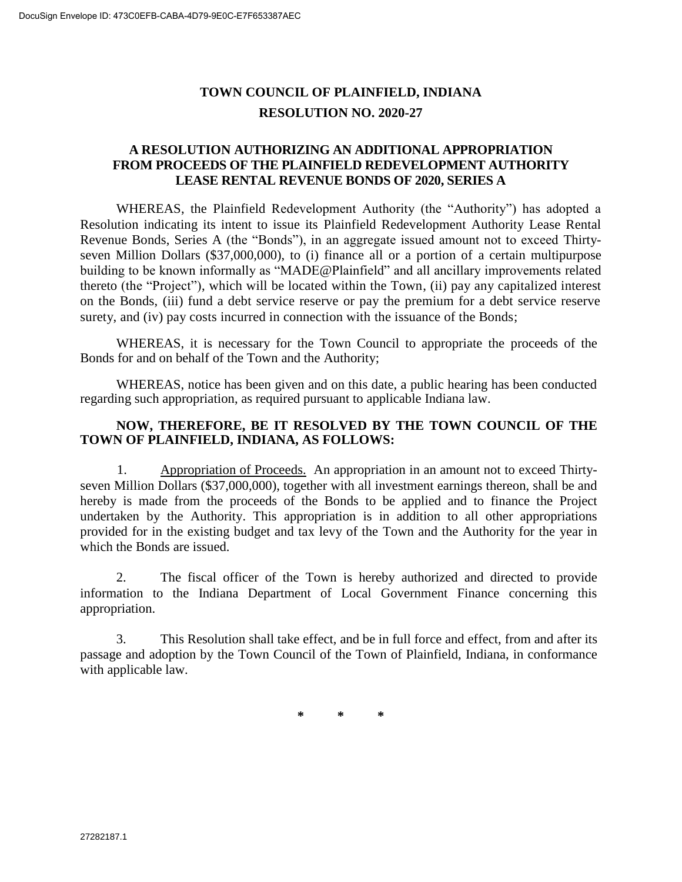# TOWN COUNCIL OF PLAINFIELD, INDIANA

## RESOLUTION NO. 2020-27

### A RESOLUTION AUTHORIZING AN ADDITIONAL APPROPRIATION FROM PROCEEDS OF THE PLAINFIELD REDEVELOPMENT AUTHORITY LEASE RENTAL REVENUE BONDS OF 2020, SERIES A

WHEREAS, the Plainfield Redevelopment Authority (the "Authority") has adopted a Resolution indicating its intent to issue its Plainfield Redevelopment Authority Lease Rental Revenue Bonds, Series A (the "Bonds"), in an aggregate issued amount not to exceed Thirty-seven Million Dollars ($37,000,000), to (i) finance all or a portion of a certain multipurpose building to be known informally as "MADE@Plainfield" and all ancillary improvements related thereto (the "Project"), which will be located within the Town, (ii) pay any capitalized interest on the Bonds, (iii) fund a debt service reserve or pay the premium for a debt service reserve surety, and (iv) pay costs incurred in connection with the issuance of the Bonds;

WHEREAS, it is necessary for the Town Council to appropriate the proceeds of the Bonds for and on behalf of the Town and the Authority;

WHEREAS, notice has been given and on this date, a public hearing has been conducted regarding such appropriation, as required pursuant to applicable Indiana law.

**NOW, THEREFORE, BE IT RESOLVED BY THE TOWN COUNCIL OF THE TOWN OF PLAINFIELD, INDIANA, AS FOLLOWS:**

1. Appropriation of Proceeds. An appropriation in an amount not to exceed Thirty-seven Million Dollars ($37,000,000), together with all investment earnings thereon, shall be and hereby is made from the proceeds of the Bonds to be applied and to finance the Project undertaken by the Authority. This appropriation is in addition to all other appropriations provided for in the existing budget and tax levy of the Town and the Authority for the year in which the Bonds are issued.

2. The fiscal officer of the Town is hereby authorized and directed to provide information to the Indiana Department of Local Government Finance concerning this appropriation.

3. This Resolution shall take effect, and be in full force and effect, from and after its passage and adoption by the Town Council of the Town of Plainfield, Indiana, in conformance with applicable law.

\* \* \*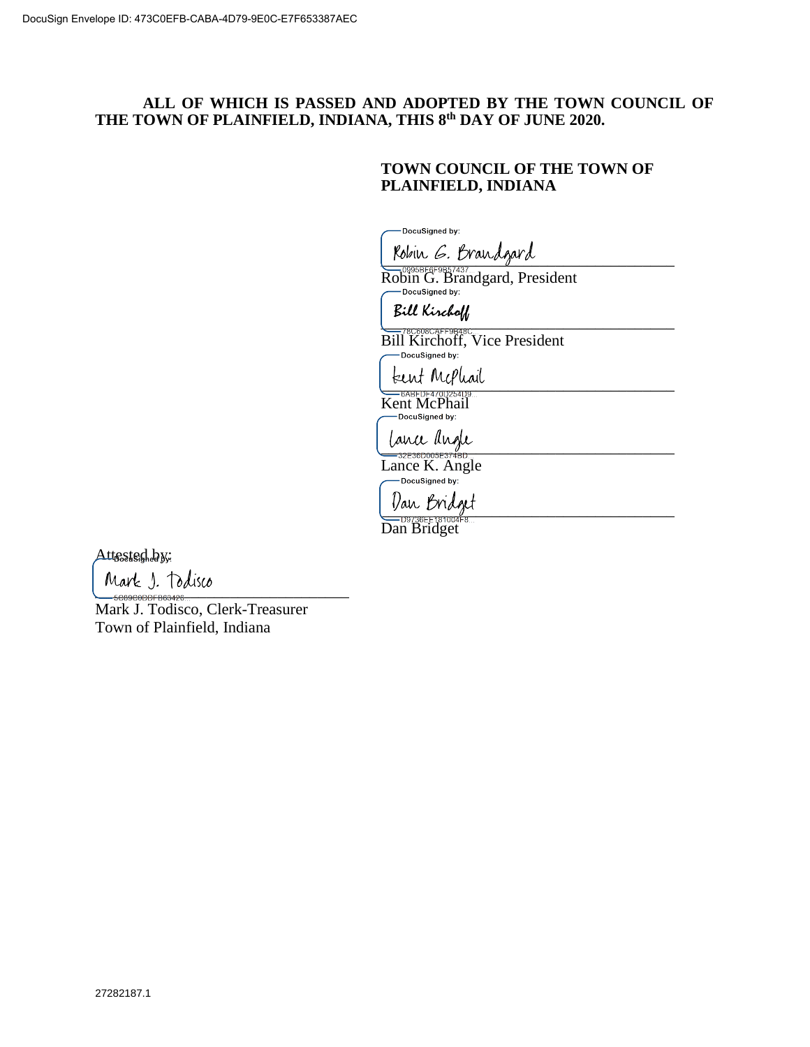DocuSign Envelope ID: 473C0EFB-CABA-4D79-9E0C-E7F653387AEC

**ALL OF WHICH IS PASSED AND ADOPTED BY THE TOWN COUNCIL OF THE TOWN OF PLAINFIELD, INDIANA, THIS 8th DAY OF JUNE 2020.**

**TOWN COUNCIL OF THE TOWN OF PLAINFIELD, INDIANA**

DocuSigned by:
Robin G. Brandgard
0995BE6F9B57437...
Robin G. Brandgard, President

DocuSigned by:
Bill Kirchoff
78C608CAFF9B48C...
Bill Kirchoff, Vice President

DocuSigned by:
Kent McPhail
6ABFDF470D254D9...
Kent McPhail

DocuSigned by:
Lance Angle
32E36D005E374BD...
Lance K. Angle

DocuSigned by:
Dan Bridget
D9736EE181004F8...
Dan Bridget

Attested by:

DocuSigned by:
Mark J. Todisco
5C89C0DDFB63426...
Mark J. Todisco, Clerk-Treasurer
Town of Plainfield, Indiana

27282187.1